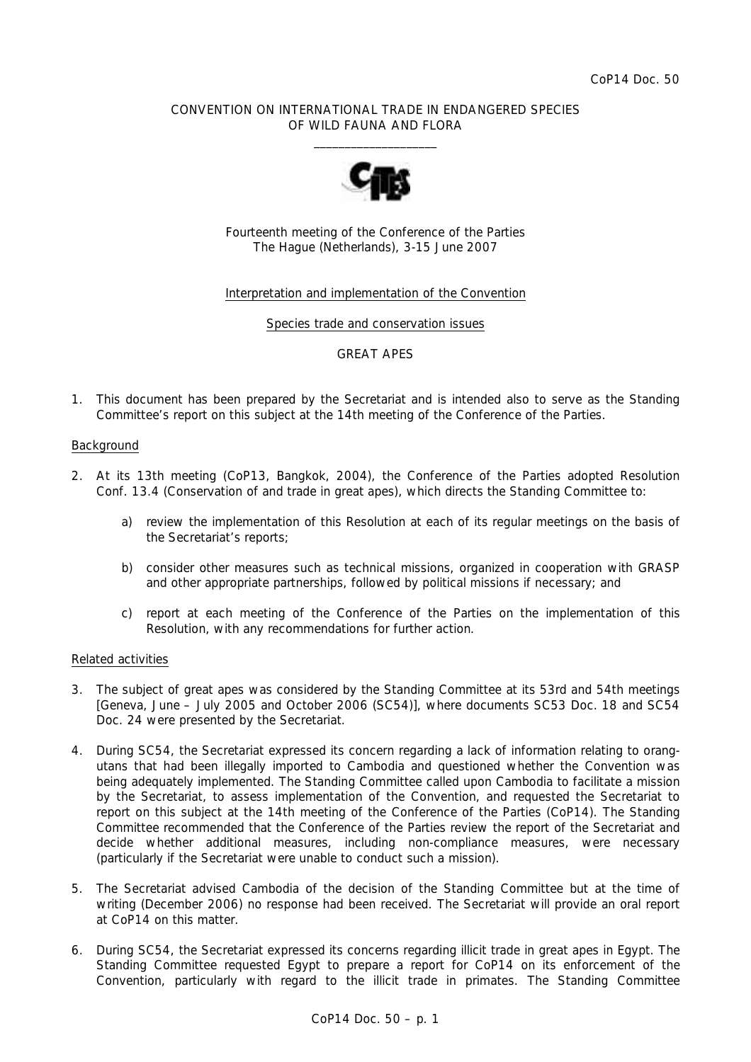CoP14 Doc. 50

CONVENTION ON INTERNATIONAL TRADE IN ENDANGERED SPECIES
OF WILD FAUNA AND FLORA

____________________

Fourteenth meeting of the Conference of the Parties
The Hague (Netherlands), 3-15 June 2007

Interpretation and implementation of the Convention

Species trade and conservation issues

GREAT APES

1. This document has been prepared by the Secretariat and is intended also to serve as the Standing Committee's report on this subject at the 14th meeting of the Conference of the Parties.

## Background

2. At its 13th meeting (CoP13, Bangkok, 2004), the Conference of the Parties adopted Resolution Conf. 13.4 (Conservation of and trade in great apes), which directs the Standing Committee to:

   a) review the implementation of this Resolution at each of its regular meetings on the basis of the Secretariat's reports;

   b) consider other measures such as technical missions, organized in cooperation with GRASP and other appropriate partnerships, followed by political missions if necessary; and

   c) report at each meeting of the Conference of the Parties on the implementation of this Resolution, with any recommendations for further action.

## Related activities

3. The subject of great apes was considered by the Standing Committee at its 53rd and 54th meetings [Geneva, June – July 2005 and October 2006 (SC54)], where documents SC53 Doc. 18 and SC54 Doc. 24 were presented by the Secretariat.

4. During SC54, the Secretariat expressed its concern regarding a lack of information relating to orang-utans that had been illegally imported to Cambodia and questioned whether the Convention was being adequately implemented. The Standing Committee called upon Cambodia to facilitate a mission by the Secretariat, to assess implementation of the Convention, and requested the Secretariat to report on this subject at the 14th meeting of the Conference of the Parties (CoP14). The Standing Committee recommended that the Conference of the Parties review the report of the Secretariat and decide whether additional measures, including non-compliance measures, were necessary (particularly if the Secretariat were unable to conduct such a mission).

5. The Secretariat advised Cambodia of the decision of the Standing Committee but at the time of writing (December 2006) no response had been received. The Secretariat will provide an oral report at CoP14 on this matter.

6. During SC54, the Secretariat expressed its concerns regarding illicit trade in great apes in Egypt. The Standing Committee requested Egypt to prepare a report for CoP14 on its enforcement of the Convention, particularly with regard to the illicit trade in primates. The Standing Committee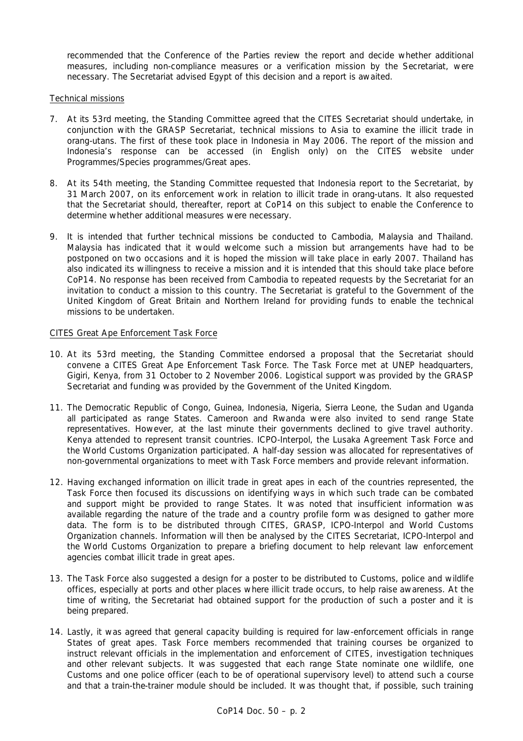recommended that the Conference of the Parties review the report and decide whether additional measures, including non-compliance measures or a verification mission by the Secretariat, were necessary. The Secretariat advised Egypt of this decision and a report is awaited.

Technical missions

7. At its 53rd meeting, the Standing Committee agreed that the CITES Secretariat should undertake, in conjunction with the GRASP Secretariat, technical missions to Asia to examine the illicit trade in orang-utans. The first of these took place in Indonesia in May 2006. The report of the mission and Indonesia's response can be accessed (in English only) on the CITES website under Programmes/Species programmes/Great apes.

8. At its 54th meeting, the Standing Committee requested that Indonesia report to the Secretariat, by 31 March 2007, on its enforcement work in relation to illicit trade in orang-utans. It also requested that the Secretariat should, thereafter, report at CoP14 on this subject to enable the Conference to determine whether additional measures were necessary.

9. It is intended that further technical missions be conducted to Cambodia, Malaysia and Thailand. Malaysia has indicated that it would welcome such a mission but arrangements have had to be postponed on two occasions and it is hoped the mission will take place in early 2007. Thailand has also indicated its willingness to receive a mission and it is intended that this should take place before CoP14. No response has been received from Cambodia to repeated requests by the Secretariat for an invitation to conduct a mission to this country. The Secretariat is grateful to the Government of the United Kingdom of Great Britain and Northern Ireland for providing funds to enable the technical missions to be undertaken.

CITES Great Ape Enforcement Task Force

10. At its 53rd meeting, the Standing Committee endorsed a proposal that the Secretariat should convene a CITES Great Ape Enforcement Task Force. The Task Force met at UNEP headquarters, Gigiri, Kenya, from 31 October to 2 November 2006. Logistical support was provided by the GRASP Secretariat and funding was provided by the Government of the United Kingdom.

11. The Democratic Republic of Congo, Guinea, Indonesia, Nigeria, Sierra Leone, the Sudan and Uganda all participated as range States. Cameroon and Rwanda were also invited to send range State representatives. However, at the last minute their governments declined to give travel authority. Kenya attended to represent transit countries. ICPO-Interpol, the Lusaka Agreement Task Force and the World Customs Organization participated. A half-day session was allocated for representatives of non-governmental organizations to meet with Task Force members and provide relevant information.

12. Having exchanged information on illicit trade in great apes in each of the countries represented, the Task Force then focused its discussions on identifying ways in which such trade can be combated and support might be provided to range States. It was noted that insufficient information was available regarding the nature of the trade and a country profile form was designed to gather more data. The form is to be distributed through CITES, GRASP, ICPO-Interpol and World Customs Organization channels. Information will then be analysed by the CITES Secretariat, ICPO-Interpol and the World Customs Organization to prepare a briefing document to help relevant law enforcement agencies combat illicit trade in great apes.

13. The Task Force also suggested a design for a poster to be distributed to Customs, police and wildlife offices, especially at ports and other places where illicit trade occurs, to help raise awareness. At the time of writing, the Secretariat had obtained support for the production of such a poster and it is being prepared.

14. Lastly, it was agreed that general capacity building is required for law-enforcement officials in range States of great apes. Task Force members recommended that training courses be organized to instruct relevant officials in the implementation and enforcement of CITES, investigation techniques and other relevant subjects. It was suggested that each range State nominate one wildlife, one Customs and one police officer (each to be of operational supervisory level) to attend such a course and that a train-the-trainer module should be included. It was thought that, if possible, such training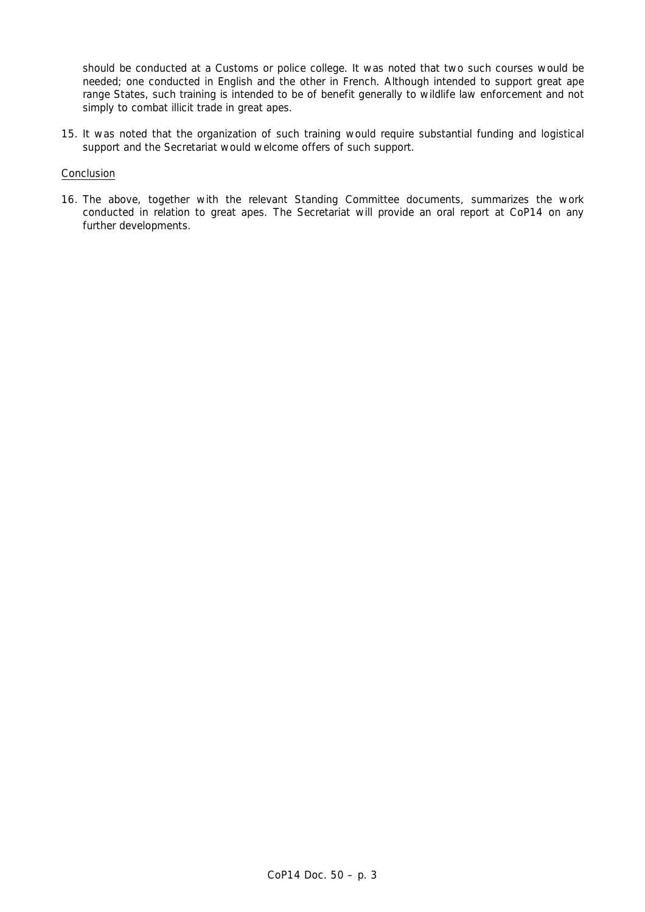should be conducted at a Customs or police college. It was noted that two such courses would be needed; one conducted in English and the other in French. Although intended to support great ape range States, such training is intended to be of benefit generally to wildlife law enforcement and not simply to combat illicit trade in great apes.

15. It was noted that the organization of such training would require substantial funding and logistical support and the Secretariat would welcome offers of such support.

Conclusion

16. The above, together with the relevant Standing Committee documents, summarizes the work conducted in relation to great apes. The Secretariat will provide an oral report at CoP14 on any further developments.